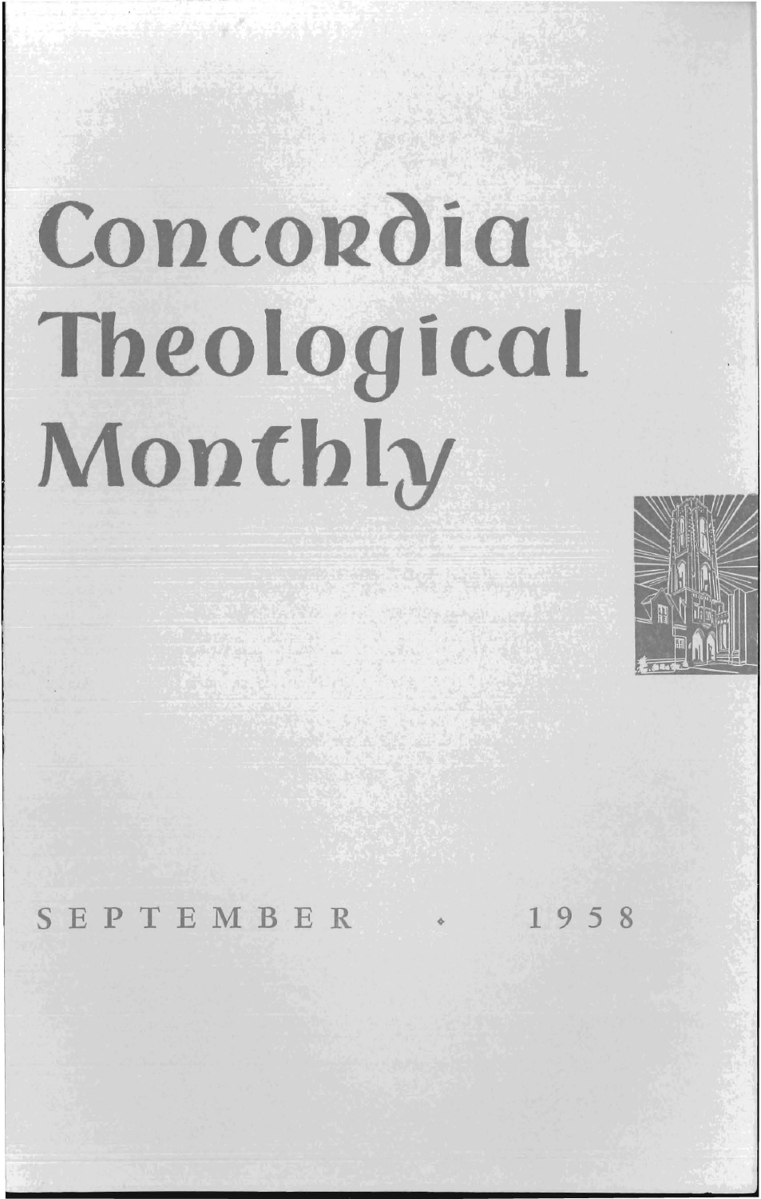# Concordia Theological Monthly

SEPTEMBER • 1958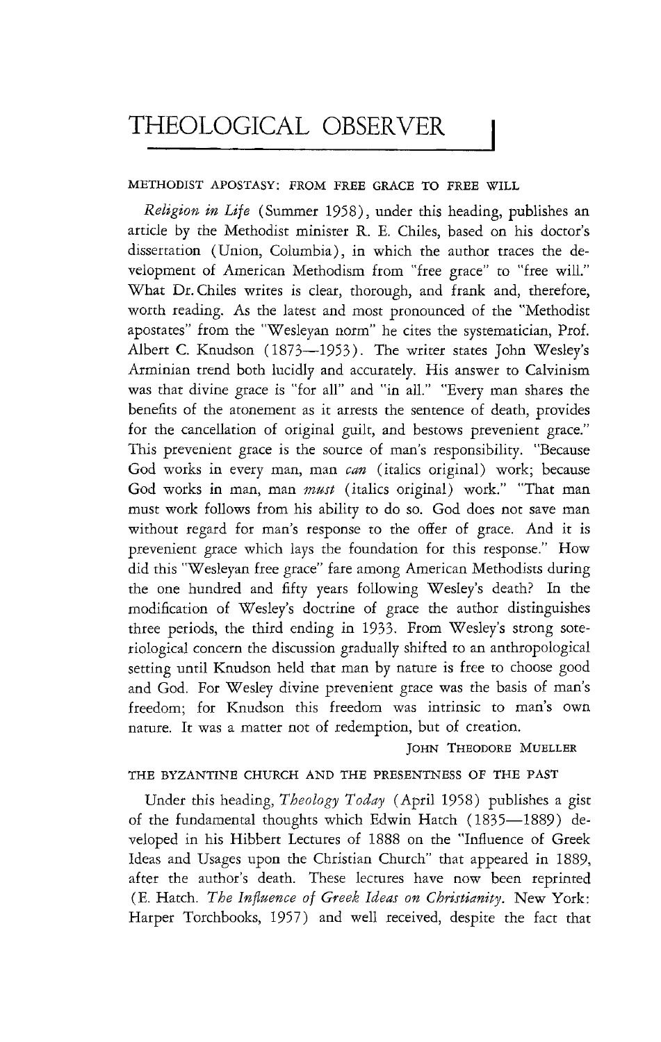# THEOLOGICAL OBSERVER

## METHODIST APOSTASY: FROM FREE GRACE TO FREE WILL

*Religion in Life* (Summer 1958), under this heading, publishes an article by the Methodist minister R. E. Chiles, based on his doctor's dissertation (Union, Columbia), in which the author traces the development of American Methodism from "free grace" to "free will." What Dr. Chiles writes is clear, thorough, and frank and, therefore, worth reading. As the latest and most pronounced of the "Methodist apostates" from the "Wesleyan norm" he cites the systematician, Prof. Albert C. Knudson (1873—1953). The writer states John Wesley's Arminian trend both lucidly and accurately. His answer to Calvinism was that divine grace is "for all" and "in all." "Every man shares the benefits of the atonement as it arrests the sentence of death, provides for the cancellation of original guilt, and bestows prevenient grace." This prevenient grace is the source of man's responsibility. "Because God works in every man, man *can* (italics original) work; because God works in man, man *must* (italics original) work." "That man must work follows from his ability to do so. God does not save man without regard for man's response to the offer of grace. And it is prevenient grace which lays the foundation for this response." How did this "Wesleyan free grace" fare among American Methodists during the one hundred and fifty years following Wesley's death? In the modification of Wesley's doctrine of grace the author distinguishes three periods, the third ending in 1933. From Wesley's strong soteriological concern the discussion gradually shifted to an anthropological setting until Knudson held that man by nature is free to choose good and God. For Wesley divine prevenient grace was the basis of man's freedom; for Knudson this freedom was intrinsic to man's own nature. It was a matter not of redemption, but of creation.

JOHN THEODORE MUELLER

## THE BYZANTINE CHURCH AND THE PRESENTNESS OF THE PAST

Under this heading, *Theology Today* (April 1958) publishes a gist of the fundamental thoughts which Edwin Hatch (1835—1889) developed in his Hibbert Lectures of 1888 on the "Influence of Greek Ideas and Usages upon the Christian Church" that appeared in 1889, after the author's death. These lectures have now been reprinted (E. Hatch. *The Influence of Greek Ideas on Christianity*. New York: Harper Torchbooks, 1957) and well received, despite the fact that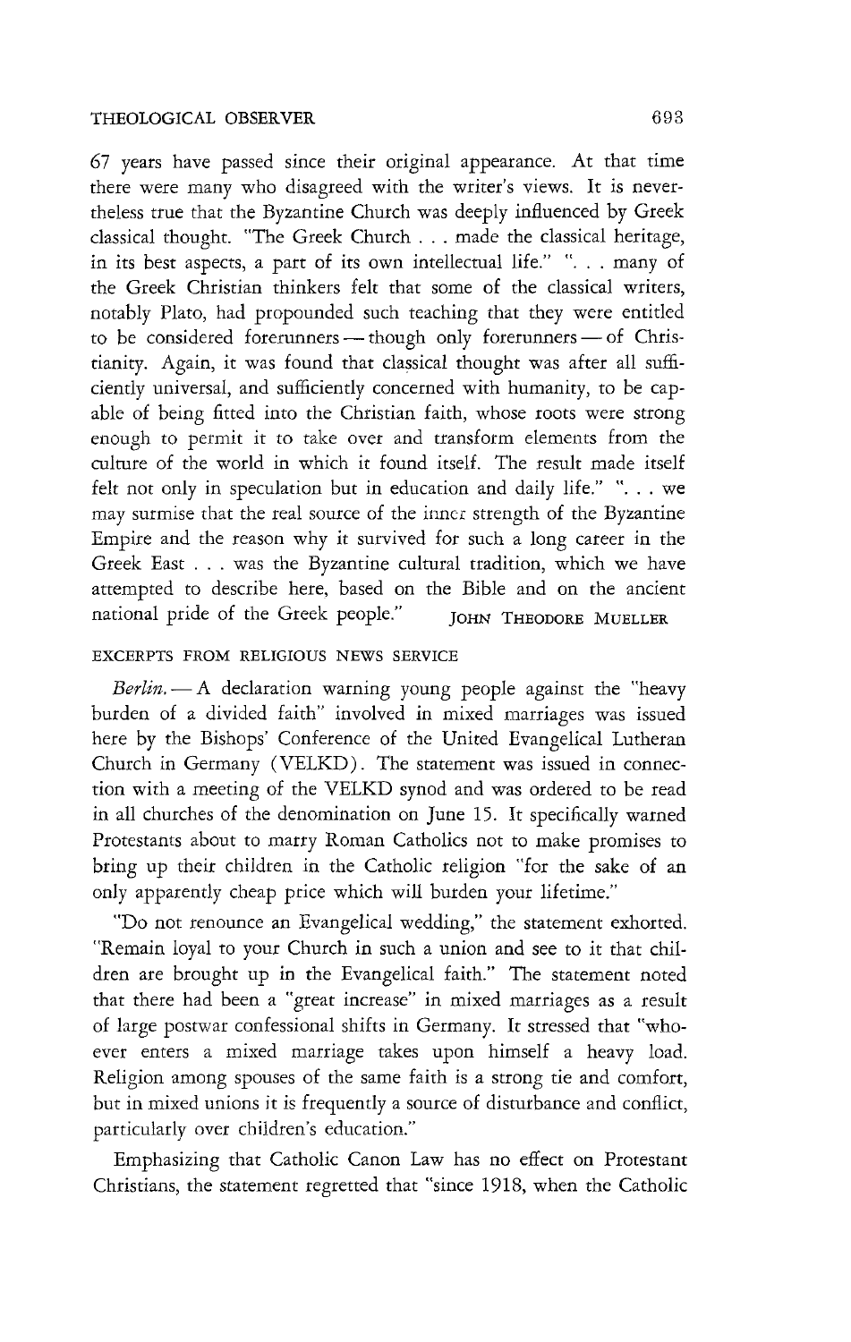67 years have passed since their original appearance. At that time there were many who disagreed with the writer's views. It is nevertheless true that the Byzantine Church was deeply influenced by Greek classical thought. "The Greek Church . . . made the classical heritage, in its best aspects, a part of its own intellectual life." ". . . many of the Greek Christian thinkers felt that some of the classical writers, notably Plato, had propounded such teaching that they were entitled to be considered forerunners — though only forerunners — of Christianity. Again, it was found that classical thought was after all sufficiently universal, and sufficiently concerned with humanity, to be capable of being fitted into the Christian faith, whose roots were strong enough to permit it to take over and transform elements from the culture of the world in which it found itself. The result made itself felt not only in speculation but in education and daily life." ". . . we may surmise that the real source of the inner strength of the Byzantine Empire and the reason why it survived for such a long career in the Greek East . . . was the Byzantine cultural tradition, which we have attempted to describe here, based on the Bible and on the ancient national pride of the Greek people."

JOHN THEODORE MUELLER

## EXCERPTS FROM RELIGIOUS NEWS SERVICE

*Berlin.* — A declaration warning young people against the "heavy burden of a divided faith" involved in mixed marriages was issued here by the Bishops' Conference of the United Evangelical Lutheran Church in Germany (VELKD). The statement was issued in connection with a meeting of the VELKD synod and was ordered to be read in all churches of the denomination on June 15. It specifically warned Protestants about to marry Roman Catholics not to make promises to bring up their children in the Catholic religion "for the sake of an only apparently cheap price which will burden your lifetime."

"Do not renounce an Evangelical wedding," the statement exhorted. "Remain loyal to your Church in such a union and see to it that children are brought up in the Evangelical faith." The statement noted that there had been a "great increase" in mixed marriages as a result of large postwar confessional shifts in Germany. It stressed that "whoever enters a mixed marriage takes upon himself a heavy load. Religion among spouses of the same faith is a strong tie and comfort, but in mixed unions it is frequently a source of disturbance and conflict, particularly over children's education."

Emphasizing that Catholic Canon Law has no effect on Protestant Christians, the statement regretted that "since 1918, when the Catholic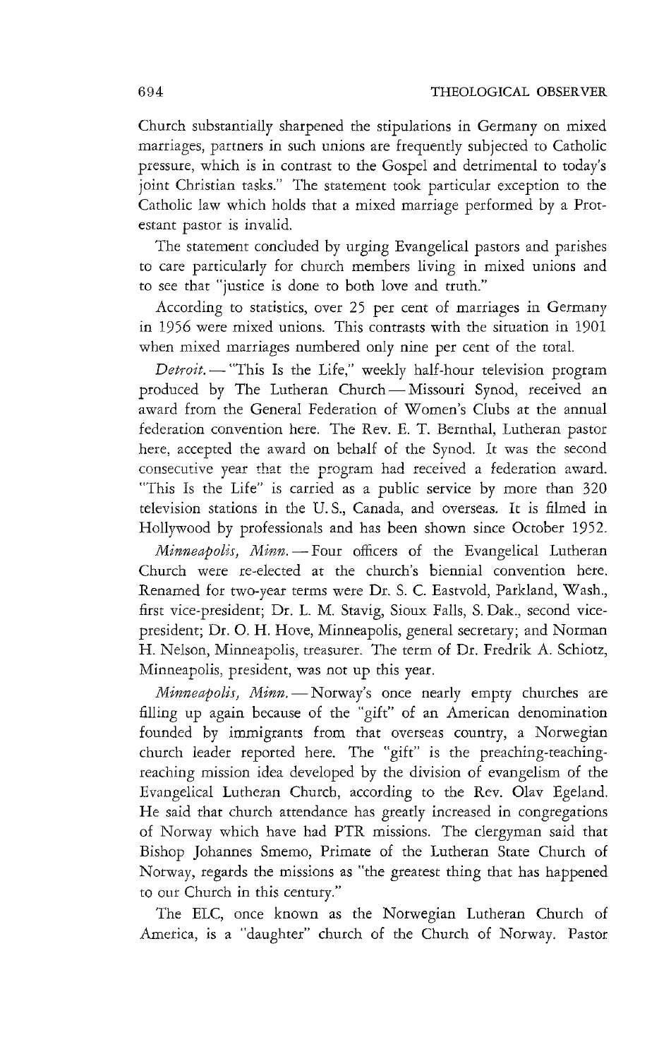Church substantially sharpened the stipulations in Germany on mixed marriages, partners in such unions are frequently subjected to Catholic pressure, which is in contrast to the Gospel and detrimental to today's joint Christian tasks." The statement took particular exception to the Catholic law which holds that a mixed marriage performed by a Protestant pastor is invalid.

The statement concluded by urging Evangelical pastors and parishes to care particularly for church members living in mixed unions and to see that "justice is done to both love and truth."

According to statistics, over 25 per cent of marriages in Germany in 1956 were mixed unions. This contrasts with the situation in 1901 when mixed marriages numbered only nine per cent of the total.

*Detroit.* — "This Is the Life," weekly half-hour television program produced by The Lutheran Church — Missouri Synod, received an award from the General Federation of Women's Clubs at the annual federation convention here. The Rev. E. T. Bernthal, Lutheran pastor here, accepted the award on behalf of the Synod. It was the second consecutive year that the program had received a federation award. "This Is the Life" is carried as a public service by more than 320 television stations in the U. S., Canada, and overseas. It is filmed in Hollywood by professionals and has been shown since October 1952.

*Minneapolis, Minn.* — Four officers of the Evangelical Lutheran Church were re-elected at the church's biennial convention here. Renamed for two-year terms were Dr. S. C. Eastvold, Parkland, Wash., first vice-president; Dr. L. M. Stavig, Sioux Falls, S. Dak., second vice-president; Dr. O. H. Hove, Minneapolis, general secretary; and Norman H. Nelson, Minneapolis, treasurer. The term of Dr. Fredrik A. Schiotz, Minneapolis, president, was not up this year.

*Minneapolis, Minn.* — Norway's once nearly empty churches are filling up again because of the "gift" of an American denomination founded by immigrants from that overseas country, a Norwegian church leader reported here. The "gift" is the preaching-teaching-reaching mission idea developed by the division of evangelism of the Evangelical Lutheran Church, according to the Rev. Olav Egeland. He said that church attendance has greatly increased in congregations of Norway which have had PTR missions. The clergyman said that Bishop Johannes Smemo, Primate of the Lutheran State Church of Norway, regards the missions as "the greatest thing that has happened to our Church in this century."

The ELC, once known as the Norwegian Lutheran Church of America, is a "daughter" church of the Church of Norway. Pastor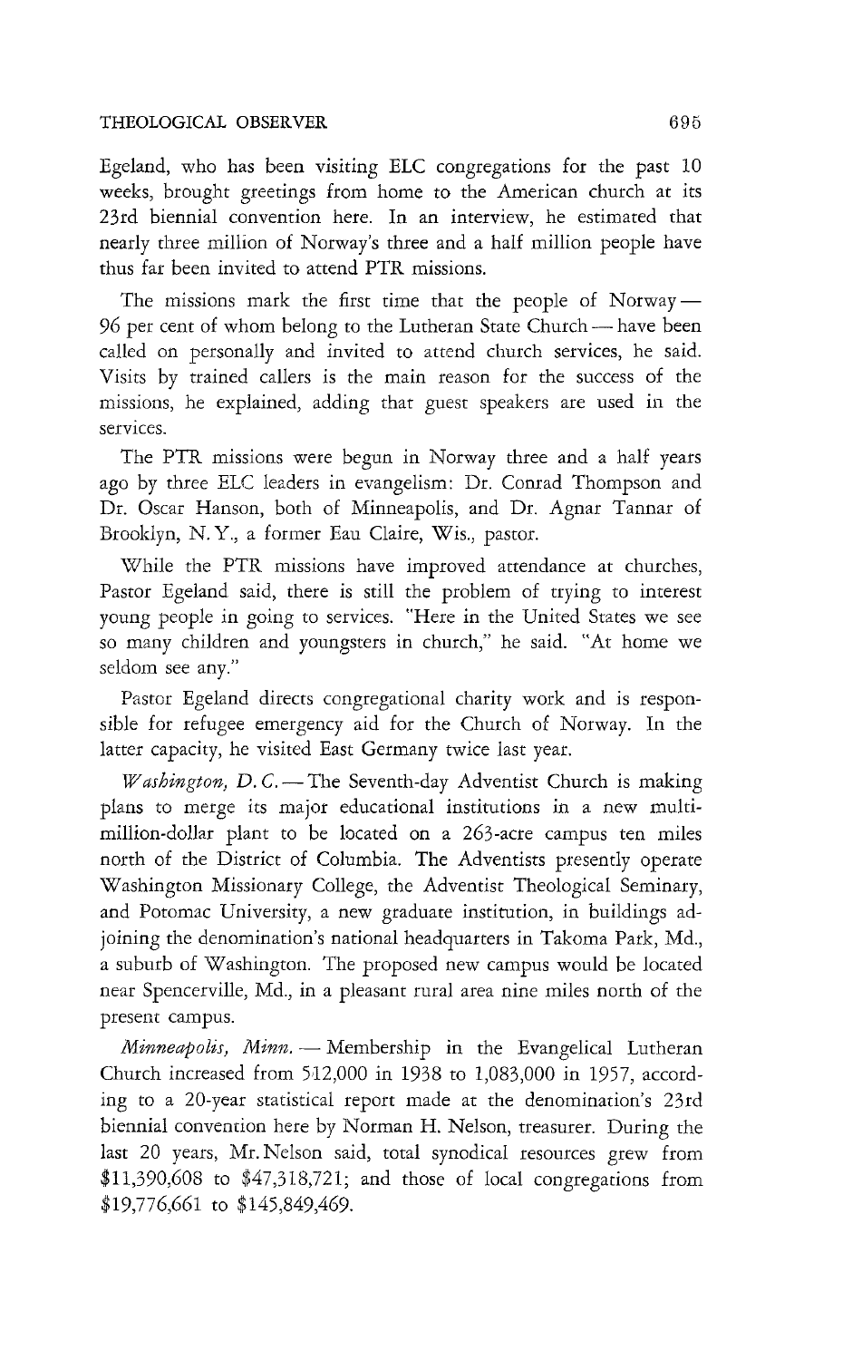Egeland, who has been visiting ELC congregations for the past 10 weeks, brought greetings from home to the American church at its 23rd biennial convention here. In an interview, he estimated that nearly three million of Norway's three and a half million people have thus far been invited to attend PTR missions.

The missions mark the first time that the people of Norway — 96 per cent of whom belong to the Lutheran State Church — have been called on personally and invited to attend church services, he said. Visits by trained callers is the main reason for the success of the missions, he explained, adding that guest speakers are used in the services.

The PTR missions were begun in Norway three and a half years ago by three ELC leaders in evangelism: Dr. Conrad Thompson and Dr. Oscar Hanson, both of Minneapolis, and Dr. Agnar Tannar of Brooklyn, N. Y., a former Eau Claire, Wis., pastor.

While the PTR missions have improved attendance at churches, Pastor Egeland said, there is still the problem of trying to interest young people in going to services. "Here in the United States we see so many children and youngsters in church," he said. "At home we seldom see any."

Pastor Egeland directs congregational charity work and is responsible for refugee emergency aid for the Church of Norway. In the latter capacity, he visited East Germany twice last year.

*Washington, D. C.* — The Seventh-day Adventist Church is making plans to merge its major educational institutions in a new multimillion-dollar plant to be located on a 263-acre campus ten miles north of the District of Columbia. The Adventists presently operate Washington Missionary College, the Adventist Theological Seminary, and Potomac University, a new graduate institution, in buildings adjoining the denomination's national headquarters in Takoma Park, Md., a suburb of Washington. The proposed new campus would be located near Spencerville, Md., in a pleasant rural area nine miles north of the present campus.

*Minneapolis, Minn.* — Membership in the Evangelical Lutheran Church increased from 512,000 in 1938 to 1,083,000 in 1957, according to a 20-year statistical report made at the denomination's 23rd biennial convention here by Norman H. Nelson, treasurer. During the last 20 years, Mr. Nelson said, total synodical resources grew from $11,390,608 to $47,318,721; and those of local congregations from $19,776,661 to $145,849,469.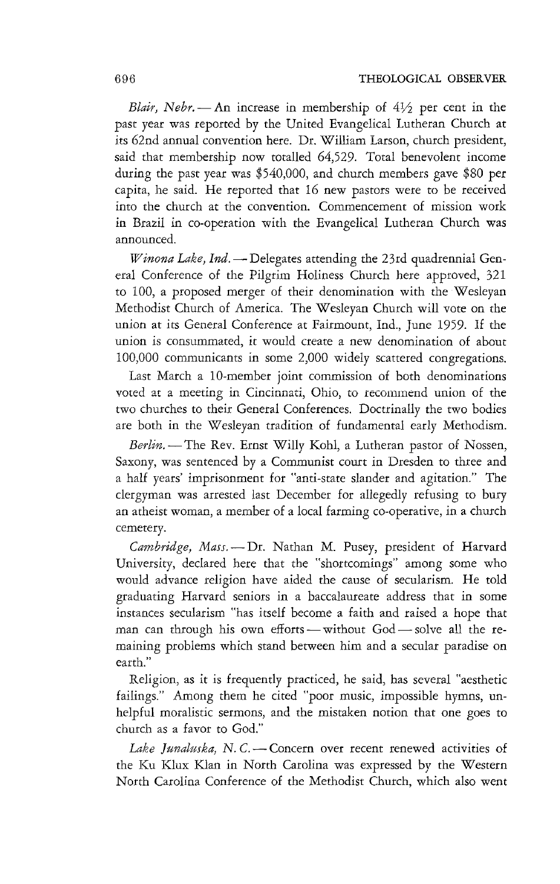*Blair, Nebr.* — An increase in membership of 4½ per cent in the past year was reported by the United Evangelical Lutheran Church at its 62nd annual convention here. Dr. William Larson, church president, said that membership now totalled 64,529. Total benevolent income during the past year was $540,000, and church members gave $80 per capita, he said. He reported that 16 new pastors were to be received into the church at the convention. Commencement of mission work in Brazil in co-operation with the Evangelical Lutheran Church was announced.

*Winona Lake, Ind.* — Delegates attending the 23rd quadrennial General Conference of the Pilgrim Holiness Church here approved, 321 to 100, a proposed merger of their denomination with the Wesleyan Methodist Church of America. The Wesleyan Church will vote on the union at its General Conference at Fairmount, Ind., June 1959. If the union is consummated, it would create a new denomination of about 100,000 communicants in some 2,000 widely scattered congregations.

Last March a 10-member joint commission of both denominations voted at a meeting in Cincinnati, Ohio, to recommend union of the two churches to their General Conferences. Doctrinally the two bodies are both in the Wesleyan tradition of fundamental early Methodism.

*Berlin.* — The Rev. Ernst Willy Kohl, a Lutheran pastor of Nossen, Saxony, was sentenced by a Communist court in Dresden to three and a half years' imprisonment for "anti-state slander and agitation." The clergyman was arrested last December for allegedly refusing to bury an atheist woman, a member of a local farming co-operative, in a church cemetery.

*Cambridge, Mass.* — Dr. Nathan M. Pusey, president of Harvard University, declared here that the "shortcomings" among some who would advance religion have aided the cause of secularism. He told graduating Harvard seniors in a baccalaureate address that in some instances secularism "has itself become a faith and raised a hope that man can through his own efforts — without God — solve all the remaining problems which stand between him and a secular paradise on earth."

Religion, as it is frequently practiced, he said, has several "aesthetic failings." Among them he cited "poor music, impossible hymns, unhelpful moralistic sermons, and the mistaken notion that one goes to church as a favor to God."

*Lake Junaluska, N. C.* — Concern over recent renewed activities of the Ku Klux Klan in North Carolina was expressed by the Western North Carolina Conference of the Methodist Church, which also went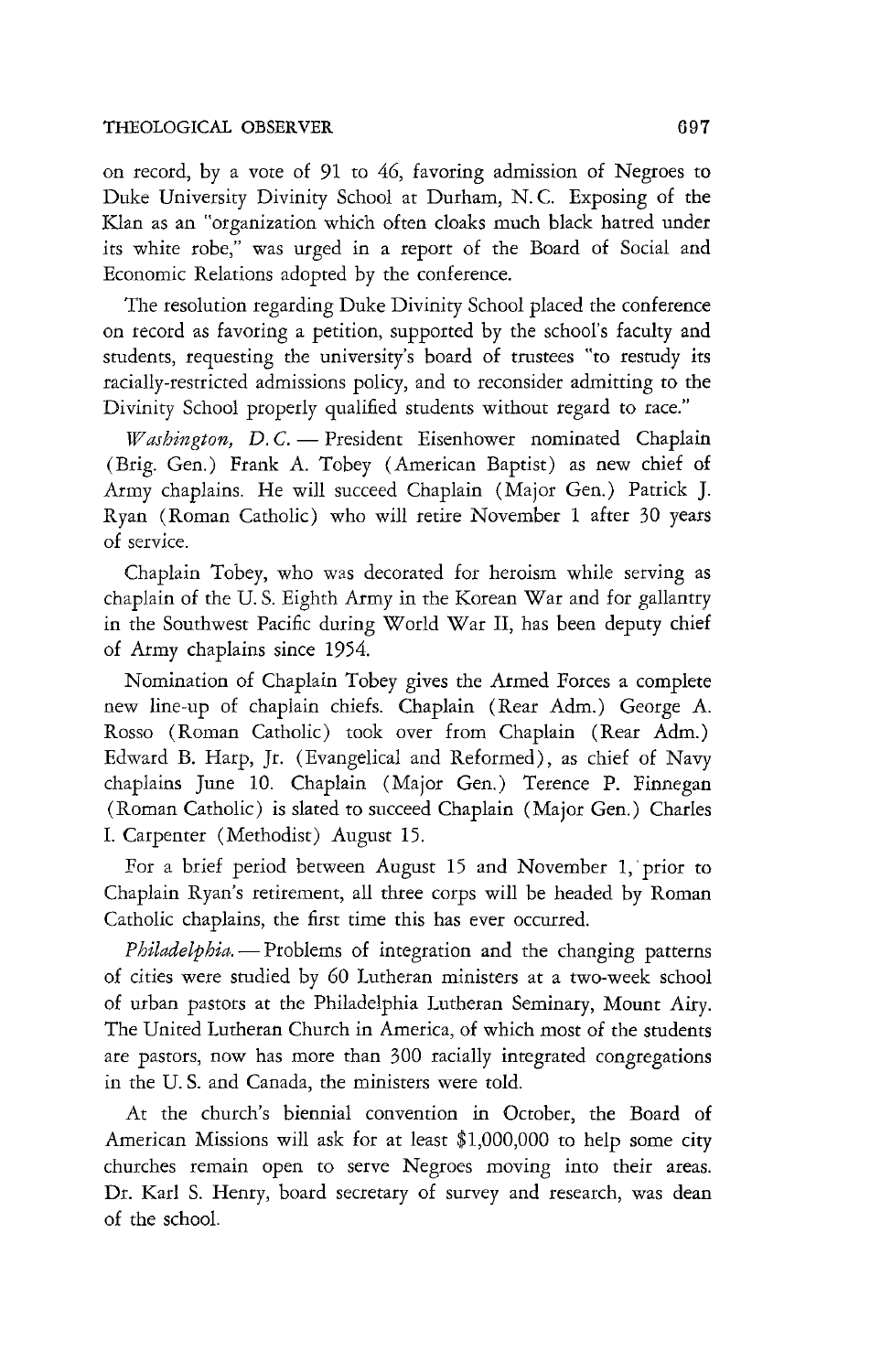on record, by a vote of 91 to 46, favoring admission of Negroes to Duke University Divinity School at Durham, N. C. Exposing of the Klan as an "organization which often cloaks much black hatred under its white robe," was urged in a report of the Board of Social and Economic Relations adopted by the conference.

The resolution regarding Duke Divinity School placed the conference on record as favoring a petition, supported by the school's faculty and students, requesting the university's board of trustees "to restudy its racially-restricted admissions policy, and to reconsider admitting to the Divinity School properly qualified students without regard to race."

*Washington, D. C.* — President Eisenhower nominated Chaplain (Brig. Gen.) Frank A. Tobey (American Baptist) as new chief of Army chaplains. He will succeed Chaplain (Major Gen.) Patrick J. Ryan (Roman Catholic) who will retire November 1 after 30 years of service.

Chaplain Tobey, who was decorated for heroism while serving as chaplain of the U. S. Eighth Army in the Korean War and for gallantry in the Southwest Pacific during World War II, has been deputy chief of Army chaplains since 1954.

Nomination of Chaplain Tobey gives the Armed Forces a complete new line-up of chaplain chiefs. Chaplain (Rear Adm.) George A. Rosso (Roman Catholic) took over from Chaplain (Rear Adm.) Edward B. Harp, Jr. (Evangelical and Reformed), as chief of Navy chaplains June 10. Chaplain (Major Gen.) Terence P. Finnegan (Roman Catholic) is slated to succeed Chaplain (Major Gen.) Charles I. Carpenter (Methodist) August 15.

For a brief period between August 15 and November 1, prior to Chaplain Ryan's retirement, all three corps will be headed by Roman Catholic chaplains, the first time this has ever occurred.

*Philadelphia.* — Problems of integration and the changing patterns of cities were studied by 60 Lutheran ministers at a two-week school of urban pastors at the Philadelphia Lutheran Seminary, Mount Airy. The United Lutheran Church in America, of which most of the students are pastors, now has more than 300 racially integrated congregations in the U. S. and Canada, the ministers were told.

At the church's biennial convention in October, the Board of American Missions will ask for at least $1,000,000 to help some city churches remain open to serve Negroes moving into their areas. Dr. Karl S. Henry, board secretary of survey and research, was dean of the school.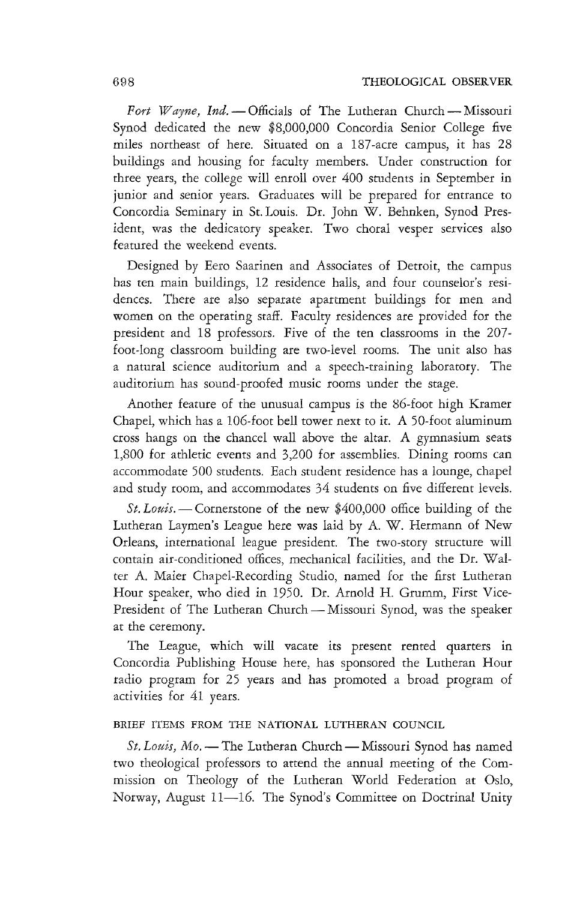*Fort Wayne, Ind.* — Officials of The Lutheran Church — Missouri Synod dedicated the new $8,000,000 Concordia Senior College five miles northeast of here. Situated on a 187-acre campus, it has 28 buildings and housing for faculty members. Under construction for three years, the college will enroll over 400 students in September in junior and senior years. Graduates will be prepared for entrance to Concordia Seminary in St. Louis. Dr. John W. Behnken, Synod President, was the dedicatory speaker. Two choral vesper services also featured the weekend events.

Designed by Eero Saarinen and Associates of Detroit, the campus has ten main buildings, 12 residence halls, and four counselor's residences. There are also separate apartment buildings for men and women on the operating staff. Faculty residences are provided for the president and 18 professors. Five of the ten classrooms in the 207-foot-long classroom building are two-level rooms. The unit also has a natural science auditorium and a speech-training laboratory. The auditorium has sound-proofed music rooms under the stage.

Another feature of the unusual campus is the 86-foot high Kramer Chapel, which has a 106-foot bell tower next to it. A 50-foot aluminum cross hangs on the chancel wall above the altar. A gymnasium seats 1,800 for athletic events and 3,200 for assemblies. Dining rooms can accommodate 500 students. Each student residence has a lounge, chapel and study room, and accommodates 34 students on five different levels.

*St. Louis.* — Cornerstone of the new $400,000 office building of the Lutheran Laymen's League here was laid by A. W. Hermann of New Orleans, international league president. The two-story structure will contain air-conditioned offices, mechanical facilities, and the Dr. Walter A. Maier Chapel-Recording Studio, named for the first Lutheran Hour speaker, who died in 1950. Dr. Arnold H. Grumm, First Vice-President of The Lutheran Church — Missouri Synod, was the speaker at the ceremony.

The League, which will vacate its present rented quarters in Concordia Publishing House here, has sponsored the Lutheran Hour radio program for 25 years and has promoted a broad program of activities for 41 years.

BRIEF ITEMS FROM THE NATIONAL LUTHERAN COUNCIL

*St. Louis, Mo.* — The Lutheran Church — Missouri Synod has named two theological professors to attend the annual meeting of the Commission on Theology of the Lutheran World Federation at Oslo, Norway, August 11—16. The Synod's Committee on Doctrinal Unity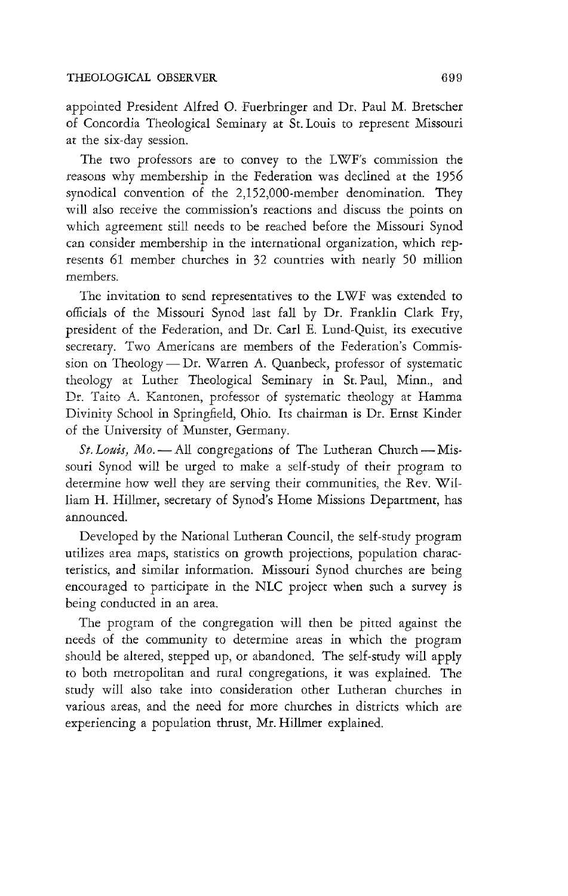appointed President Alfred O. Fuerbringer and Dr. Paul M. Bretscher of Concordia Theological Seminary at St. Louis to represent Missouri at the six-day session.

The two professors are to convey to the LWF's commission the reasons why membership in the Federation was declined at the 1956 synodical convention of the 2,152,000-member denomination. They will also receive the commission's reactions and discuss the points on which agreement still needs to be reached before the Missouri Synod can consider membership in the international organization, which represents 61 member churches in 32 countries with nearly 50 million members.

The invitation to send representatives to the LWF was extended to officials of the Missouri Synod last fall by Dr. Franklin Clark Fry, president of the Federation, and Dr. Carl E. Lund-Quist, its executive secretary. Two Americans are members of the Federation's Commission on Theology — Dr. Warren A. Quanbeck, professor of systematic theology at Luther Theological Seminary in St. Paul, Minn., and Dr. Taito A. Kantonen, professor of systematic theology at Hamma Divinity School in Springfield, Ohio. Its chairman is Dr. Ernst Kinder of the University of Munster, Germany.

*St. Louis, Mo.* — All congregations of The Lutheran Church — Missouri Synod will be urged to make a self-study of their program to determine how well they are serving their communities, the Rev. William H. Hillmer, secretary of Synod's Home Missions Department, has announced.

Developed by the National Lutheran Council, the self-study program utilizes area maps, statistics on growth projections, population characteristics, and similar information. Missouri Synod churches are being encouraged to participate in the NLC project when such a survey is being conducted in an area.

The program of the congregation will then be pitted against the needs of the community to determine areas in which the program should be altered, stepped up, or abandoned. The self-study will apply to both metropolitan and rural congregations, it was explained. The study will also take into consideration other Lutheran churches in various areas, and the need for more churches in districts which are experiencing a population thrust, Mr. Hillmer explained.